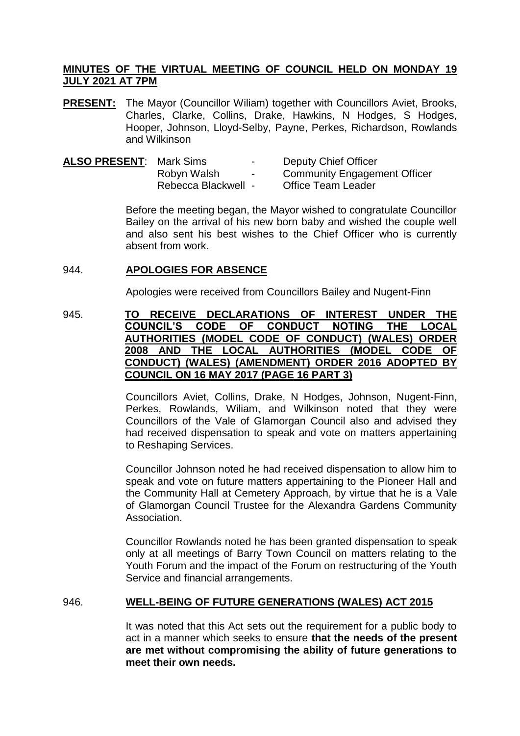**MINUTES OF THE VIRTUAL MEETING OF COUNCIL HELD ON MONDAY 19 JULY 2021 AT 7PM**

**PRESENT:** The Mayor (Councillor Wiliam) together with Councillors Aviet, Brooks, Charles, Clarke, Collins, Drake, Hawkins, N Hodges, S Hodges, Hooper, Johnson, Lloyd-Selby, Payne, Perkes, Richardson, Rowlands and Wilkinson

**ALSO PRESENT**: Mark Sims - Deputy Chief Officer
Robyn Walsh - Community Engagement Officer
Rebecca Blackwell - Office Team Leader

Before the meeting began, the Mayor wished to congratulate Councillor Bailey on the arrival of his new born baby and wished the couple well and also sent his best wishes to the Chief Officer who is currently absent from work.

## 944. APOLOGIES FOR ABSENCE

Apologies were received from Councillors Bailey and Nugent-Finn

## 945. TO RECEIVE DECLARATIONS OF INTEREST UNDER THE COUNCIL'S CODE OF CONDUCT NOTING THE LOCAL AUTHORITIES (MODEL CODE OF CONDUCT) (WALES) ORDER 2008 AND THE LOCAL AUTHORITIES (MODEL CODE OF CONDUCT) (WALES) (AMENDMENT) ORDER 2016 ADOPTED BY COUNCIL ON 16 MAY 2017 (PAGE 16 PART 3)

Councillors Aviet, Collins, Drake, N Hodges, Johnson, Nugent-Finn, Perkes, Rowlands, Wiliam, and Wilkinson noted that they were Councillors of the Vale of Glamorgan Council also and advised they had received dispensation to speak and vote on matters appertaining to Reshaping Services.

Councillor Johnson noted he had received dispensation to allow him to speak and vote on future matters appertaining to the Pioneer Hall and the Community Hall at Cemetery Approach, by virtue that he is a Vale of Glamorgan Council Trustee for the Alexandra Gardens Community Association.

Councillor Rowlands noted he has been granted dispensation to speak only at all meetings of Barry Town Council on matters relating to the Youth Forum and the impact of the Forum on restructuring of the Youth Service and financial arrangements.

## 946. WELL-BEING OF FUTURE GENERATIONS (WALES) ACT 2015

It was noted that this Act sets out the requirement for a public body to act in a manner which seeks to ensure **that the needs of the present are met without compromising the ability of future generations to meet their own needs.**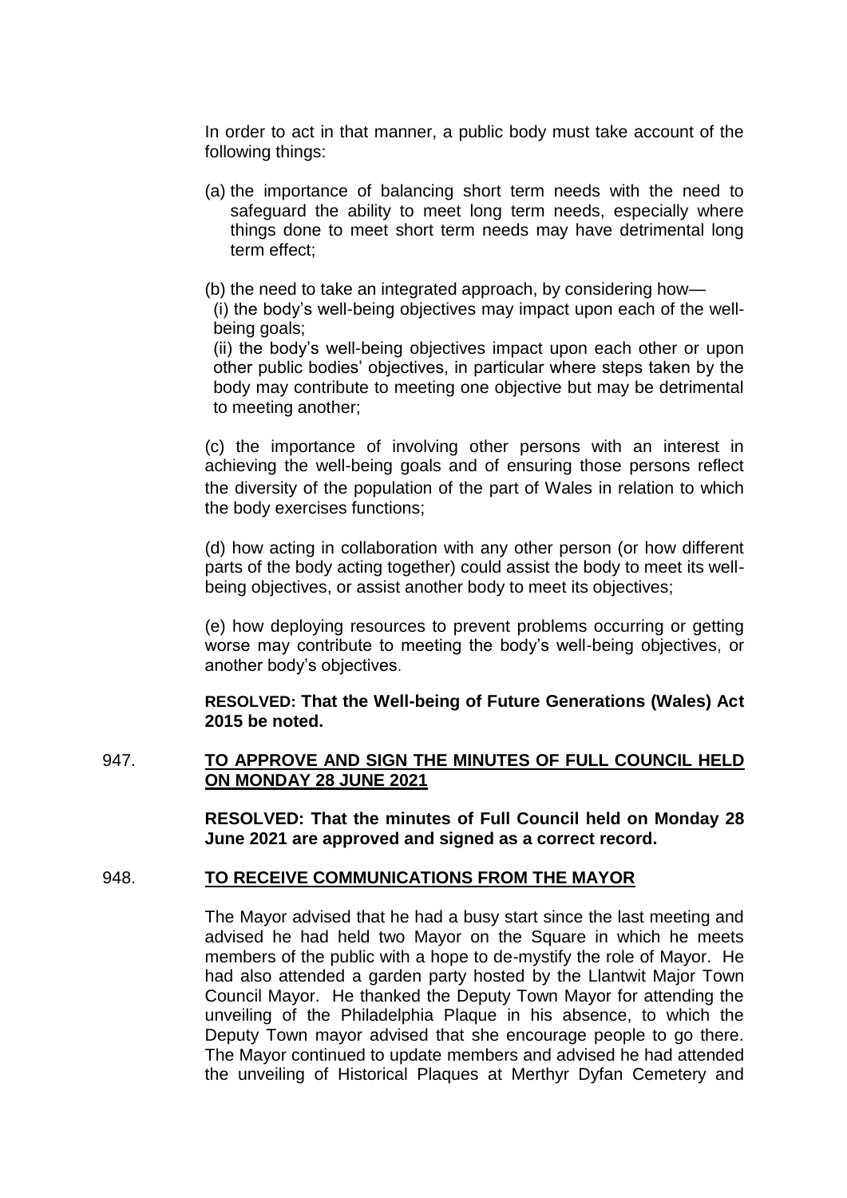In order to act in that manner, a public body must take account of the following things:

(a) the importance of balancing short term needs with the need to safeguard the ability to meet long term needs, especially where things done to meet short term needs may have detrimental long term effect;

(b) the need to take an integrated approach, by considering how—
(i) the body's well-being objectives may impact upon each of the well-being goals;
(ii) the body's well-being objectives impact upon each other or upon other public bodies' objectives, in particular where steps taken by the body may contribute to meeting one objective but may be detrimental to meeting another;

(c) the importance of involving other persons with an interest in achieving the well-being goals and of ensuring those persons reflect the diversity of the population of the part of Wales in relation to which the body exercises functions;

(d) how acting in collaboration with any other person (or how different parts of the body acting together) could assist the body to meet its well-being objectives, or assist another body to meet its objectives;

(e) how deploying resources to prevent problems occurring or getting worse may contribute to meeting the body's well-being objectives, or another body's objectives.

**RESOLVED: That the Well-being of Future Generations (Wales) Act 2015 be noted.**

947. **TO APPROVE AND SIGN THE MINUTES OF FULL COUNCIL HELD ON MONDAY 28 JUNE 2021**

**RESOLVED: That the minutes of Full Council held on Monday 28 June 2021 are approved and signed as a correct record.**

948. **TO RECEIVE COMMUNICATIONS FROM THE MAYOR**

The Mayor advised that he had a busy start since the last meeting and advised he had held two Mayor on the Square in which he meets members of the public with a hope to de-mystify the role of Mayor. He had also attended a garden party hosted by the Llantwit Major Town Council Mayor. He thanked the Deputy Town Mayor for attending the unveiling of the Philadelphia Plaque in his absence, to which the Deputy Town mayor advised that she encourage people to go there. The Mayor continued to update members and advised he had attended the unveiling of Historical Plaques at Merthyr Dyfan Cemetery and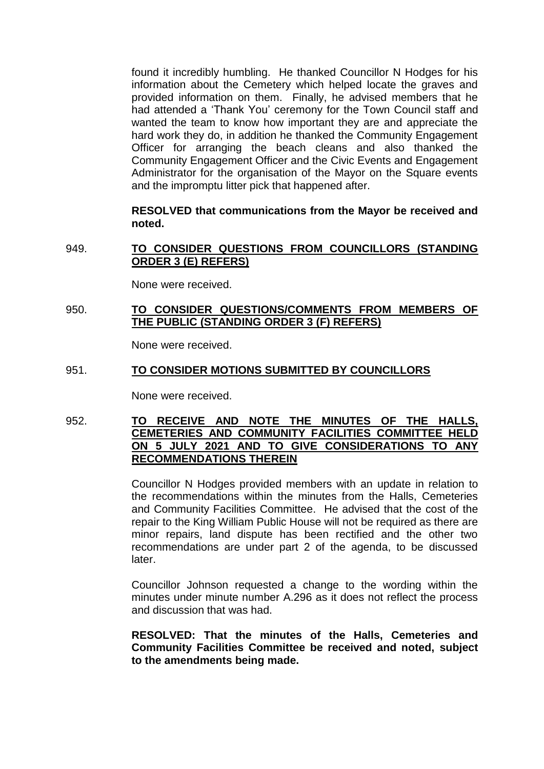found it incredibly humbling. He thanked Councillor N Hodges for his information about the Cemetery which helped locate the graves and provided information on them. Finally, he advised members that he had attended a 'Thank You' ceremony for the Town Council staff and wanted the team to know how important they are and appreciate the hard work they do, in addition he thanked the Community Engagement Officer for arranging the beach cleans and also thanked the Community Engagement Officer and the Civic Events and Engagement Administrator for the organisation of the Mayor on the Square events and the impromptu litter pick that happened after.

**RESOLVED that communications from the Mayor be received and noted.**

949. **TO CONSIDER QUESTIONS FROM COUNCILLORS (STANDING ORDER 3 (E) REFERS)**

None were received.

950. **TO CONSIDER QUESTIONS/COMMENTS FROM MEMBERS OF THE PUBLIC (STANDING ORDER 3 (F) REFERS)**

None were received.

951. **TO CONSIDER MOTIONS SUBMITTED BY COUNCILLORS**

None were received.

952. **TO RECEIVE AND NOTE THE MINUTES OF THE HALLS, CEMETERIES AND COMMUNITY FACILITIES COMMITTEE HELD ON 5 JULY 2021 AND TO GIVE CONSIDERATIONS TO ANY RECOMMENDATIONS THEREIN**

Councillor N Hodges provided members with an update in relation to the recommendations within the minutes from the Halls, Cemeteries and Community Facilities Committee. He advised that the cost of the repair to the King William Public House will not be required as there are minor repairs, land dispute has been rectified and the other two recommendations are under part 2 of the agenda, to be discussed later.

Councillor Johnson requested a change to the wording within the minutes under minute number A.296 as it does not reflect the process and discussion that was had.

**RESOLVED: That the minutes of the Halls, Cemeteries and Community Facilities Committee be received and noted, subject to the amendments being made.**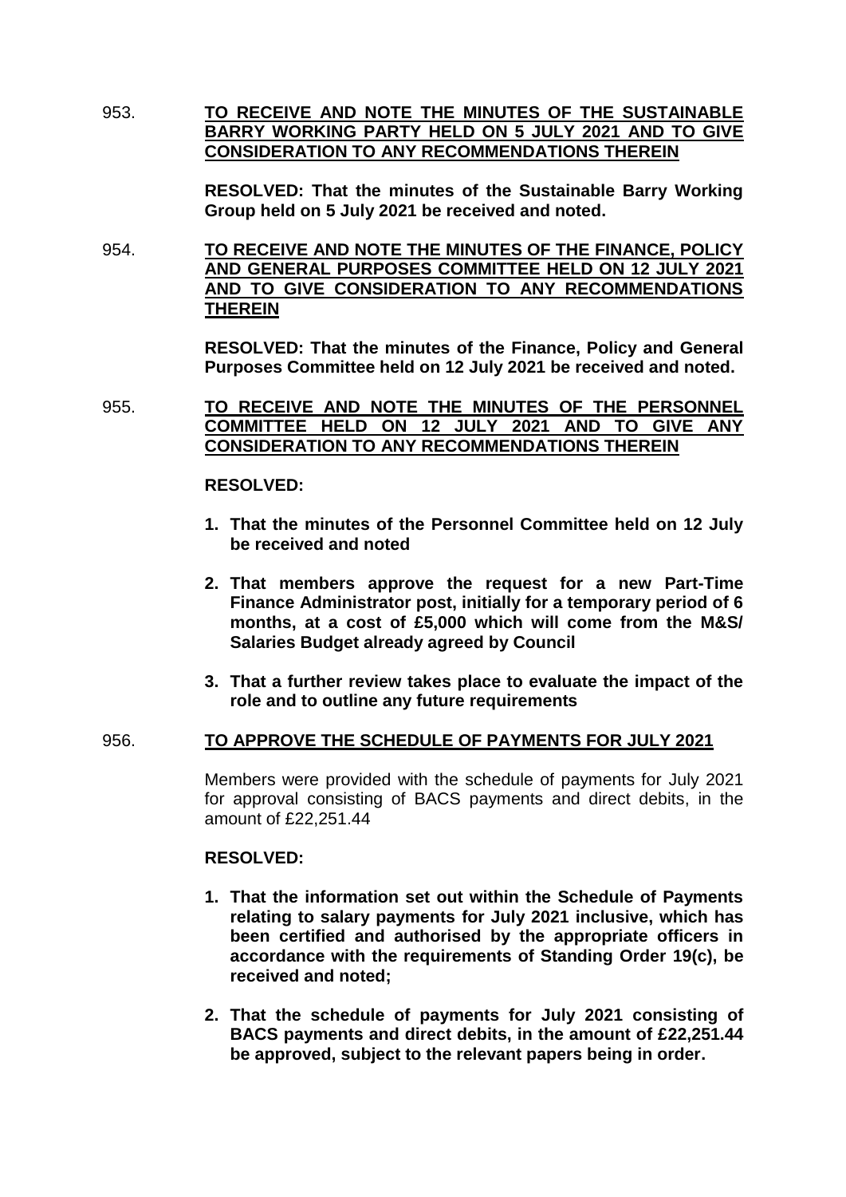953. **TO RECEIVE AND NOTE THE MINUTES OF THE SUSTAINABLE BARRY WORKING PARTY HELD ON 5 JULY 2021 AND TO GIVE CONSIDERATION TO ANY RECOMMENDATIONS THEREIN**

**RESOLVED: That the minutes of the Sustainable Barry Working Group held on 5 July 2021 be received and noted.**

954. **TO RECEIVE AND NOTE THE MINUTES OF THE FINANCE, POLICY AND GENERAL PURPOSES COMMITTEE HELD ON 12 JULY 2021 AND TO GIVE CONSIDERATION TO ANY RECOMMENDATIONS THEREIN**

**RESOLVED: That the minutes of the Finance, Policy and General Purposes Committee held on 12 July 2021 be received and noted.**

955. **TO RECEIVE AND NOTE THE MINUTES OF THE PERSONNEL COMMITTEE HELD ON 12 JULY 2021 AND TO GIVE ANY CONSIDERATION TO ANY RECOMMENDATIONS THEREIN**

**RESOLVED:**

1. **That the minutes of the Personnel Committee held on 12 July be received and noted**
2. **That members approve the request for a new Part-Time Finance Administrator post, initially for a temporary period of 6 months, at a cost of £5,000 which will come from the M&S/ Salaries Budget already agreed by Council**
3. **That a further review takes place to evaluate the impact of the role and to outline any future requirements**

956. **TO APPROVE THE SCHEDULE OF PAYMENTS FOR JULY 2021**

Members were provided with the schedule of payments for July 2021 for approval consisting of BACS payments and direct debits, in the amount of £22,251.44

**RESOLVED:**

1. **That the information set out within the Schedule of Payments relating to salary payments for July 2021 inclusive, which has been certified and authorised by the appropriate officers in accordance with the requirements of Standing Order 19(c), be received and noted;**
2. **That the schedule of payments for July 2021 consisting of BACS payments and direct debits, in the amount of £22,251.44 be approved, subject to the relevant papers being in order.**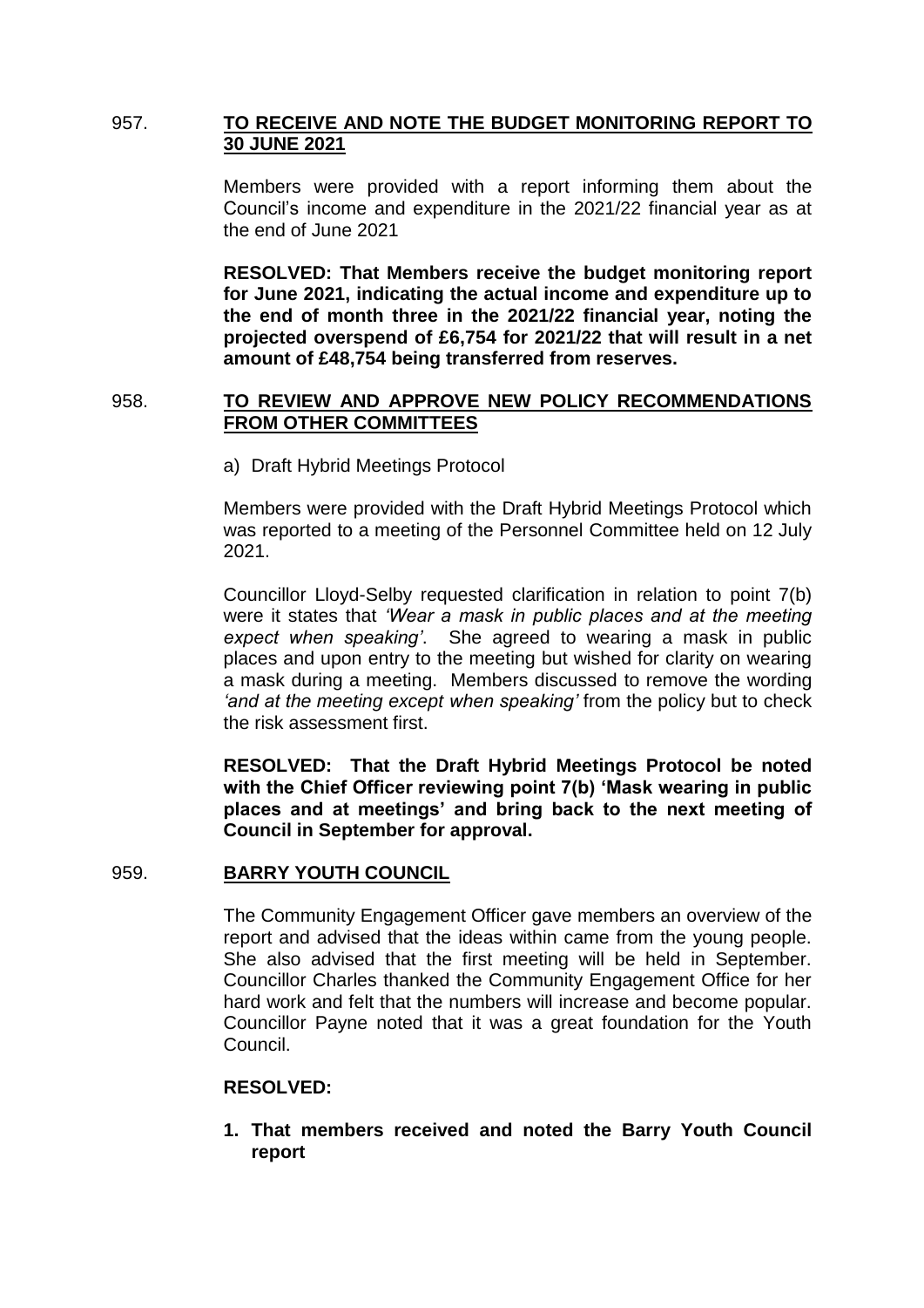957. **TO RECEIVE AND NOTE THE BUDGET MONITORING REPORT TO 30 JUNE 2021**

Members were provided with a report informing them about the Council's income and expenditure in the 2021/22 financial year as at the end of June 2021

**RESOLVED: That Members receive the budget monitoring report for June 2021, indicating the actual income and expenditure up to the end of month three in the 2021/22 financial year, noting the projected overspend of £6,754 for 2021/22 that will result in a net amount of £48,754 being transferred from reserves.**

958. **TO REVIEW AND APPROVE NEW POLICY RECOMMENDATIONS FROM OTHER COMMITTEES**

a) Draft Hybrid Meetings Protocol

Members were provided with the Draft Hybrid Meetings Protocol which was reported to a meeting of the Personnel Committee held on 12 July 2021.

Councillor Lloyd-Selby requested clarification in relation to point 7(b) were it states that *'Wear a mask in public places and at the meeting expect when speaking'*. She agreed to wearing a mask in public places and upon entry to the meeting but wished for clarity on wearing a mask during a meeting. Members discussed to remove the wording *'and at the meeting except when speaking'* from the policy but to check the risk assessment first.

**RESOLVED: That the Draft Hybrid Meetings Protocol be noted with the Chief Officer reviewing point 7(b) 'Mask wearing in public places and at meetings' and bring back to the next meeting of Council in September for approval.**

959. **BARRY YOUTH COUNCIL**

The Community Engagement Officer gave members an overview of the report and advised that the ideas within came from the young people. She also advised that the first meeting will be held in September. Councillor Charles thanked the Community Engagement Office for her hard work and felt that the numbers will increase and become popular. Councillor Payne noted that it was a great foundation for the Youth Council.

**RESOLVED:**

1. **That members received and noted the Barry Youth Council report**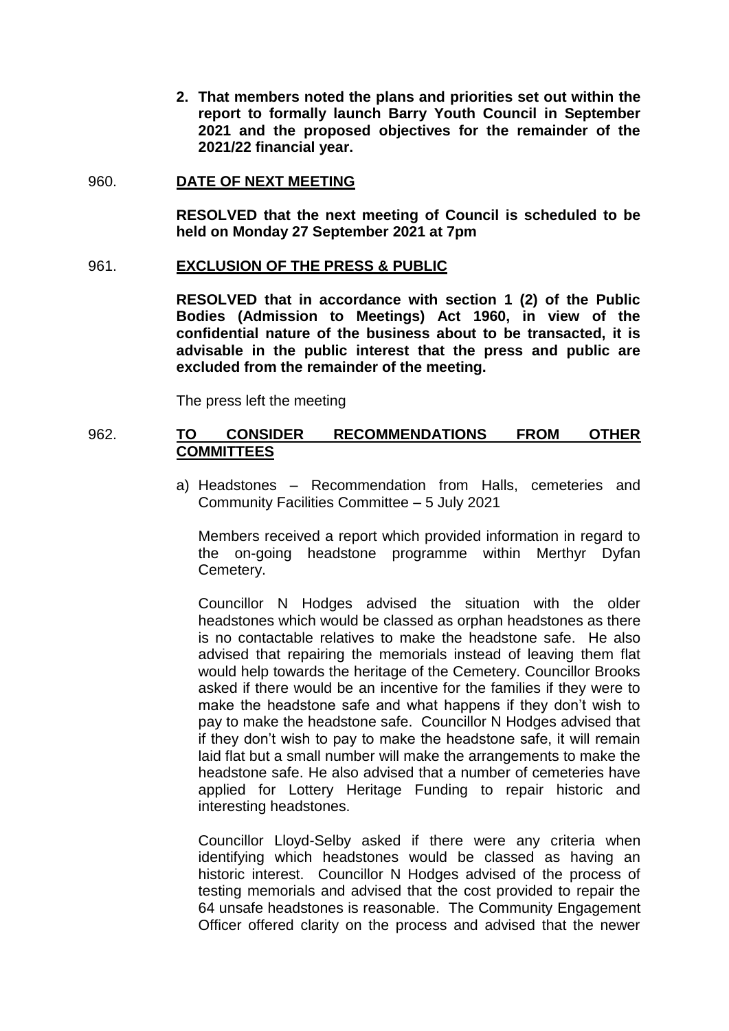**2. That members noted the plans and priorities set out within the report to formally launch Barry Youth Council in September 2021 and the proposed objectives for the remainder of the 2021/22 financial year.**

960. **DATE OF NEXT MEETING**

**RESOLVED that the next meeting of Council is scheduled to be held on Monday 27 September 2021 at 7pm**

961. **EXCLUSION OF THE PRESS & PUBLIC**

**RESOLVED that in accordance with section 1 (2) of the Public Bodies (Admission to Meetings) Act 1960, in view of the confidential nature of the business about to be transacted, it is advisable in the public interest that the press and public are excluded from the remainder of the meeting.**

The press left the meeting

962. **TO CONSIDER RECOMMENDATIONS FROM OTHER COMMITTEES**

a) Headstones – Recommendation from Halls, cemeteries and Community Facilities Committee – 5 July 2021

Members received a report which provided information in regard to the on-going headstone programme within Merthyr Dyfan Cemetery.

Councillor N Hodges advised the situation with the older headstones which would be classed as orphan headstones as there is no contactable relatives to make the headstone safe. He also advised that repairing the memorials instead of leaving them flat would help towards the heritage of the Cemetery. Councillor Brooks asked if there would be an incentive for the families if they were to make the headstone safe and what happens if they don't wish to pay to make the headstone safe. Councillor N Hodges advised that if they don't wish to pay to make the headstone safe, it will remain laid flat but a small number will make the arrangements to make the headstone safe. He also advised that a number of cemeteries have applied for Lottery Heritage Funding to repair historic and interesting headstones.

Councillor Lloyd-Selby asked if there were any criteria when identifying which headstones would be classed as having an historic interest. Councillor N Hodges advised of the process of testing memorials and advised that the cost provided to repair the 64 unsafe headstones is reasonable. The Community Engagement Officer offered clarity on the process and advised that the newer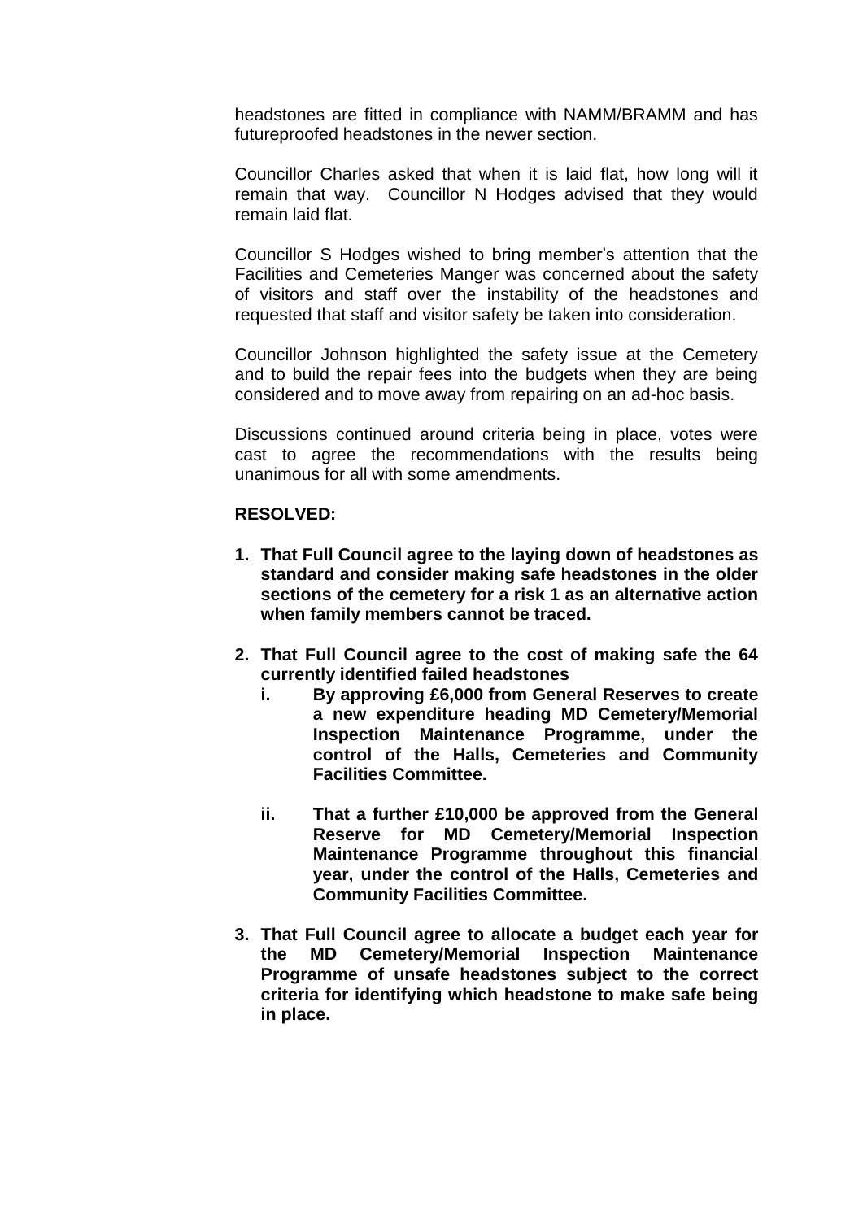headstones are fitted in compliance with NAMM/BRAMM and has futureproofed headstones in the newer section.

Councillor Charles asked that when it is laid flat, how long will it remain that way. Councillor N Hodges advised that they would remain laid flat.

Councillor S Hodges wished to bring member's attention that the Facilities and Cemeteries Manger was concerned about the safety of visitors and staff over the instability of the headstones and requested that staff and visitor safety be taken into consideration.

Councillor Johnson highlighted the safety issue at the Cemetery and to build the repair fees into the budgets when they are being considered and to move away from repairing on an ad-hoc basis.

Discussions continued around criteria being in place, votes were cast to agree the recommendations with the results being unanimous for all with some amendments.

**RESOLVED:**

1. **That Full Council agree to the laying down of headstones as standard and consider making safe headstones in the older sections of the cemetery for a risk 1 as an alternative action when family members cannot be traced.**

2. **That Full Council agree to the cost of making safe the 64 currently identified failed headstones**
   i. **By approving £6,000 from General Reserves to create a new expenditure heading MD Cemetery/Memorial Inspection Maintenance Programme, under the control of the Halls, Cemeteries and Community Facilities Committee.**

   ii. **That a further £10,000 be approved from the General Reserve for MD Cemetery/Memorial Inspection Maintenance Programme throughout this financial year, under the control of the Halls, Cemeteries and Community Facilities Committee.**

3. **That Full Council agree to allocate a budget each year for the MD Cemetery/Memorial Inspection Maintenance Programme of unsafe headstones subject to the correct criteria for identifying which headstone to make safe being in place.**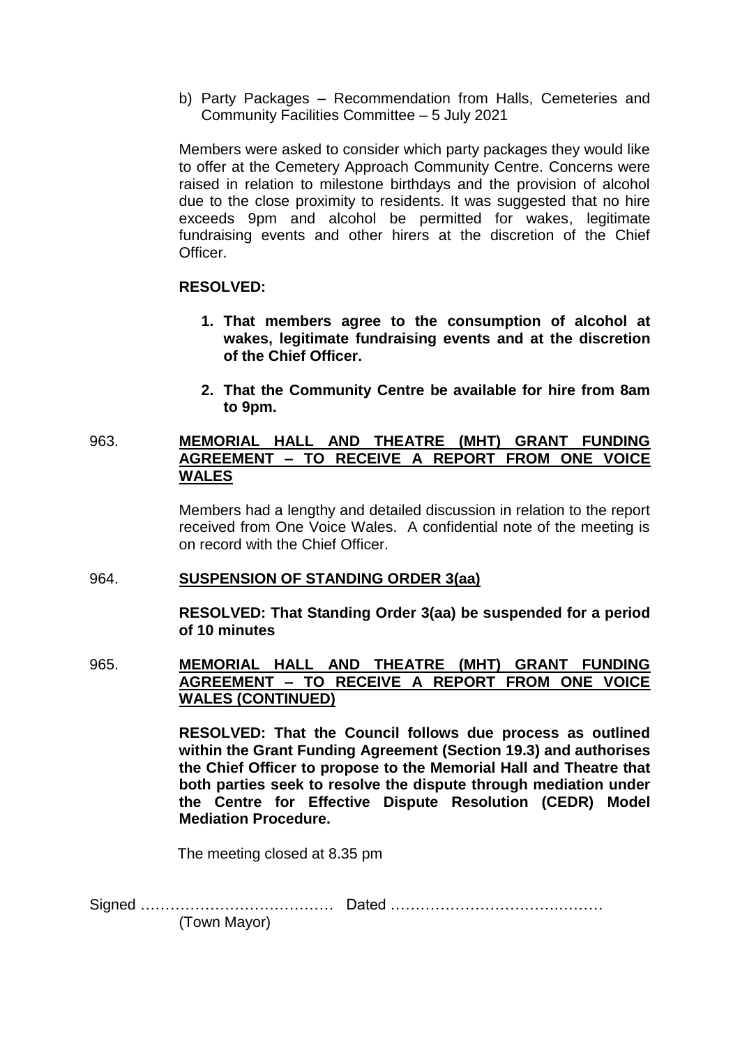b) Party Packages – Recommendation from Halls, Cemeteries and Community Facilities Committee – 5 July 2021

Members were asked to consider which party packages they would like to offer at the Cemetery Approach Community Centre. Concerns were raised in relation to milestone birthdays and the provision of alcohol due to the close proximity to residents. It was suggested that no hire exceeds 9pm and alcohol be permitted for wakes, legitimate fundraising events and other hirers at the discretion of the Chief Officer.

**RESOLVED:**

1. **That members agree to the consumption of alcohol at wakes, legitimate fundraising events and at the discretion of the Chief Officer.**
2. **That the Community Centre be available for hire from 8am to 9pm.**

963. **MEMORIAL HALL AND THEATRE (MHT) GRANT FUNDING AGREEMENT – TO RECEIVE A REPORT FROM ONE VOICE WALES**

Members had a lengthy and detailed discussion in relation to the report received from One Voice Wales. A confidential note of the meeting is on record with the Chief Officer.

964. **SUSPENSION OF STANDING ORDER 3(aa)**

**RESOLVED: That Standing Order 3(aa) be suspended for a period of 10 minutes**

965. **MEMORIAL HALL AND THEATRE (MHT) GRANT FUNDING AGREEMENT – TO RECEIVE A REPORT FROM ONE VOICE WALES (CONTINUED)**

**RESOLVED: That the Council follows due process as outlined within the Grant Funding Agreement (Section 19.3) and authorises the Chief Officer to propose to the Memorial Hall and Theatre that both parties seek to resolve the dispute through mediation under the Centre for Effective Dispute Resolution (CEDR) Model Mediation Procedure.**

The meeting closed at 8.35 pm

Signed ………………………………… Dated ……………………………………
(Town Mayor)